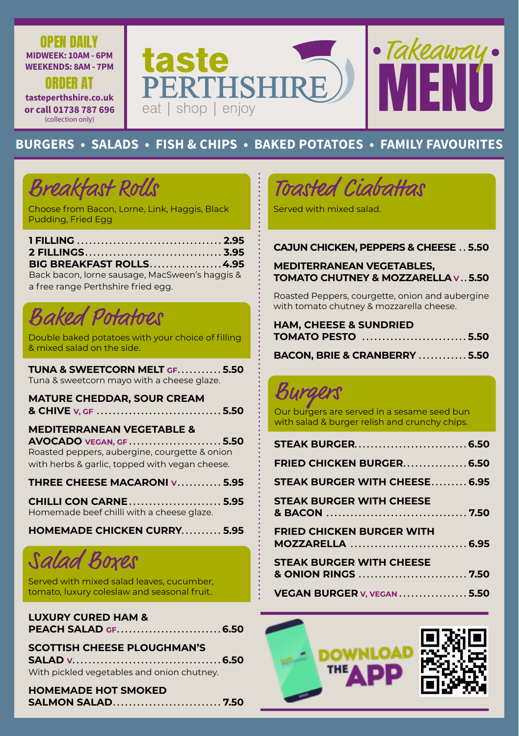**OPEN DAILY**
MIDWEEK: 10AM - 6PM
WEEKENDS: 8AM - 7PM

**ORDER AT**
tasteperthshire.co.uk
or call 01738 787 696
(collection only)

# taste PERTHSHIRE
eat | shop | enjoy

# • Takeaway • MENU

**BURGERS • SALADS • FISH & CHIPS • BAKED POTATOES • FAMILY FAVOURITES**

## Breakfast Rolls

Choose from Bacon, Lorne, Link, Haggis, Black Pudding, Fried Egg

**1 FILLING** .................................... **2.95**
**2 FILLINGS** .................................. **3.95**
**BIG BREAKFAST ROLLS** .................. **4.95**
Back bacon, lorne sausage, MacSween's haggis & a free range Perthshire fried egg.

## Baked Potatoes

Double baked potatoes with your choice of filling & mixed salad on the side.

**TUNA & SWEETCORN MELT** GF ........... **5.50**
Tuna & sweetcorn mayo with a cheese glaze.

**MATURE CHEDDAR, SOUR CREAM & CHIVE** V, GF .............................. **5.50**

**MEDITERRANEAN VEGETABLE & AVOCADO** VEGAN, GF ...................... **5.50**
Roasted peppers, aubergine, courgette & onion with herbs & garlic, topped with vegan cheese.

**THREE CHEESE MACARONI** V ........... **5.95**

**CHILLI CON CARNE** ....................... **5.95**
Homemade beef chilli with a cheese glaze.

**HOMEMADE CHICKEN CURRY** .......... **5.95**

## Salad Boxes

Served with mixed salad leaves, cucumber, tomato, luxury coleslaw and seasonal fruit.

**LUXURY CURED HAM & PEACH SALAD** GF ......................... **6.50**

**SCOTTISH CHEESE PLOUGHMAN'S SALAD** V .................................... **6.50**
With pickled vegetables and onion chutney.

**HOMEMADE HOT SMOKED SALMON SALAD** ........................... **7.50**

## Toasted Ciabattas

Served with mixed salad.

**CAJUN CHICKEN, PEPPERS & CHEESE** .. **5.50**

**MEDITERRANEAN VEGETABLES, TOMATO CHUTNEY & MOZZARELLA** V .. **5.50**

Roasted Peppers, courgette, onion and aubergine with tomato chutney & mozzarella cheese.

**HAM, CHEESE & SUNDRIED TOMATO PESTO** .......................... **5.50**

**BACON, BRIE & CRANBERRY** ............ **5.50**

## Burgers

Our burgers are served in a sesame seed bun with salad & burger relish and crunchy chips.

**STEAK BURGER** ............................ **6.50**

**FRIED CHICKEN BURGER** ................ **6.50**

**STEAK BURGER WITH CHEESE** ......... **6.95**

**STEAK BURGER WITH CHEESE & BACON** ................................... **7.50**

**FRIED CHICKEN BURGER WITH MOZZARELLA** ............................. **6.95**

**STEAK BURGER WITH CHEESE & ONION RINGS** ........................... **7.50**

**VEGAN BURGER** V, VEGAN ................. **5.50**

**DOWNLOAD THE APP**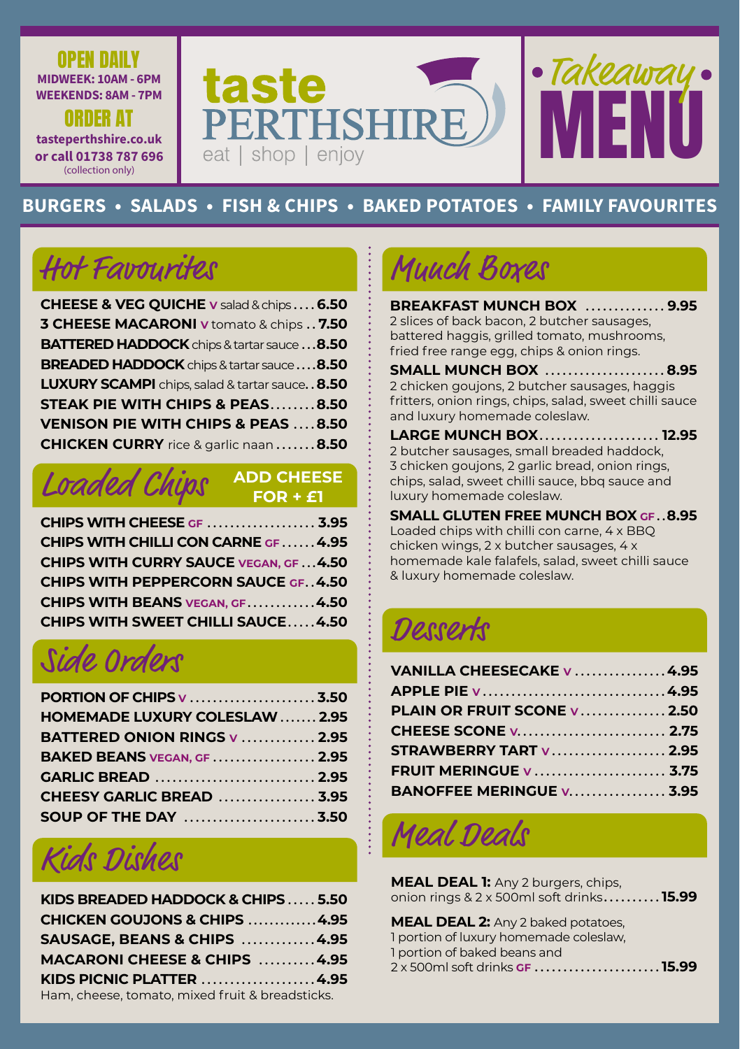**OPEN DAILY**
MIDWEEK: 10AM - 6PM
WEEKENDS: 8AM - 7PM

**ORDER AT**
tasteperthshire.co.uk
or call 01738 787 696
(collection only)

# taste PERTHSHIRE

eat | shop | enjoy

# Takeaway MENU

**BURGERS • SALADS • FISH & CHIPS • BAKED POTATOES • FAMILY FAVOURITES**

## Hot Favourites

**CHEESE & VEG QUICHE** V salad & chips .... **6.50**
**3 CHEESE MACARONI** V tomato & chips .. **7.50**
**BATTERED HADDOCK** chips & tartar sauce ... **8.50**
**BREADED HADDOCK** chips & tartar sauce .... **8.50**
**LUXURY SCAMPI** chips, salad & tartar sauce.. **8.50**
**STEAK PIE WITH CHIPS & PEAS**........ **8.50**
**VENISON PIE WITH CHIPS & PEAS** .... **8.50**
**CHICKEN CURRY** rice & garlic naan ....... **8.50**

## Loaded Chips

**ADD CHEESE FOR + £1**

**CHIPS WITH CHEESE** GF .................. **3.95**
**CHIPS WITH CHILLI CON CARNE** GF ...... **4.95**
**CHIPS WITH CURRY SAUCE** VEGAN, GF ... **4.50**
**CHIPS WITH PEPPERCORN SAUCE** GF.. **4.50**
**CHIPS WITH BEANS** VEGAN, GF........... **4.50**
**CHIPS WITH SWEET CHILLI SAUCE**..... **4.50**

## Side Orders

**PORTION OF CHIPS** V ..................... **3.50**
**HOMEMADE LUXURY COLESLAW** ....... **2.95**
**BATTERED ONION RINGS** V ............. **2.95**
**BAKED BEANS** VEGAN, GF .................. **2.95**
**GARLIC BREAD** ............................ **2.95**
**CHEESY GARLIC BREAD** ................. **3.95**
**SOUP OF THE DAY** ....................... **3.50**

## Kids Dishes

**KIDS BREADED HADDOCK & CHIPS** ..... **5.50**
**CHICKEN GOUJONS & CHIPS** ............. **4.95**
**SAUSAGE, BEANS & CHIPS** ............. **4.95**
**MACARONI CHEESE & CHIPS** .......... **4.95**
**KIDS PICNIC PLATTER** .................... **4.95**
Ham, cheese, tomato, mixed fruit & breadsticks.

## Munch Boxes

**BREAKFAST MUNCH BOX** .............. **9.95**
2 slices of back bacon, 2 butcher sausages, battered haggis, grilled tomato, mushrooms, fried free range egg, chips & onion rings.

**SMALL MUNCH BOX** ..................... **8.95**
2 chicken goujons, 2 butcher sausages, haggis fritters, onion rings, chips, salad, sweet chilli sauce and luxury homemade coleslaw.

**LARGE MUNCH BOX**..................... **12.95**
2 butcher sausages, small breaded haddock, 3 chicken goujons, 2 garlic bread, onion rings, chips, salad, sweet chilli sauce, bbq sauce and luxury homemade coleslaw.

**SMALL GLUTEN FREE MUNCH BOX** GF .. **8.95**
Loaded chips with chilli con carne, 4 x BBQ chicken wings, 2 x butcher sausages, 4 x homemade kale falafels, salad, sweet chilli sauce & luxury homemade coleslaw.

## Desserts

**VANILLA CHEESECAKE** V ................ **4.95**
**APPLE PIE** V ................................ **4.95**
**PLAIN OR FRUIT SCONE** V ............... **2.50**
**CHEESE SCONE** V.......................... **2.75**
**STRAWBERRY TART** V.................... **2.95**
**FRUIT MERINGUE** V ....................... **3.75**
**BANOFFEE MERINGUE** V................. **3.95**

## Meal Deals

**MEAL DEAL 1:** Any 2 burgers, chips, onion rings & 2 x 500ml soft drinks.......... **15.99**

**MEAL DEAL 2:** Any 2 baked potatoes, 1 portion of luxury homemade coleslaw, 1 portion of baked beans and 2 x 500ml soft drinks GF ...................... **15.99**